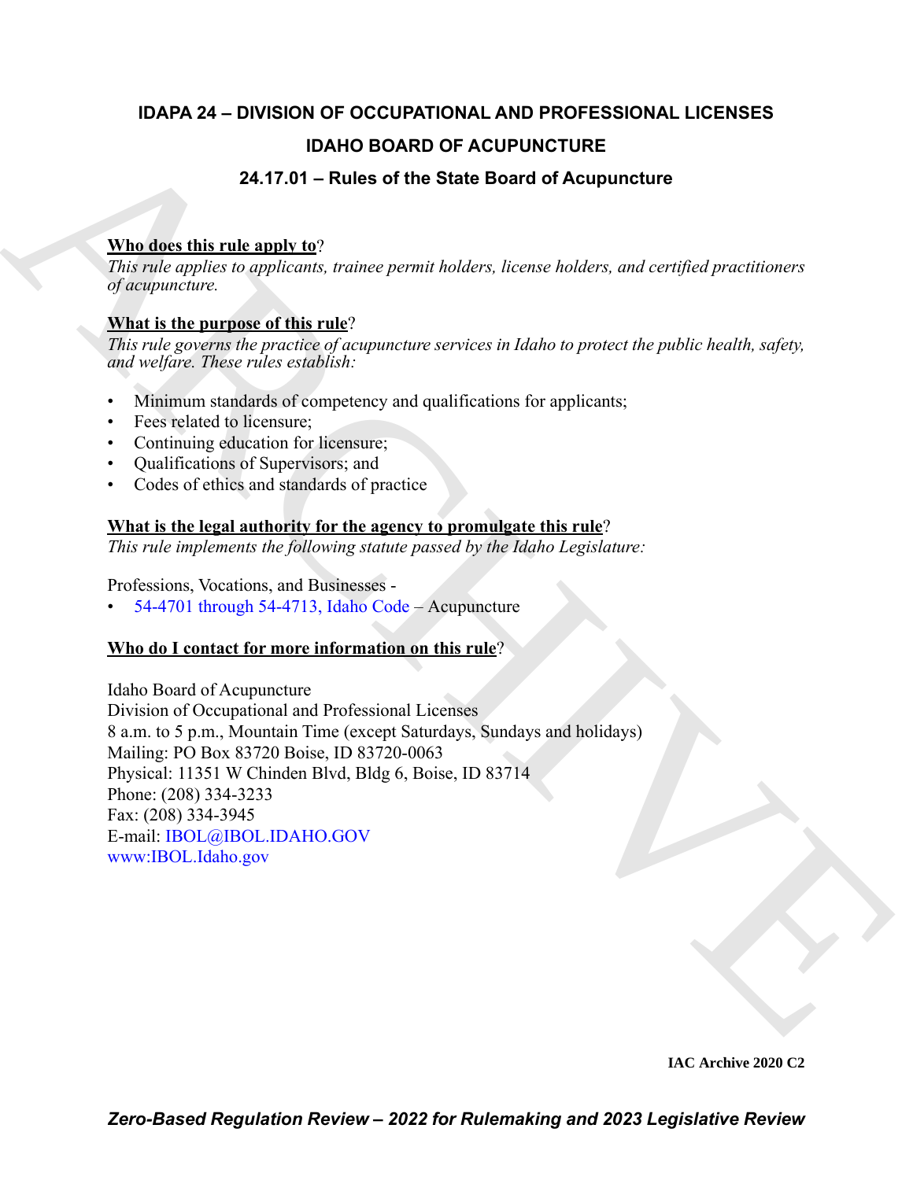# IDAPA 24 – DIVISION OF OCCUPATIONAL AND PROFESSIONAL LICENSES

## IDAHO BOARD OF ACUPUNCTURE

## 24.17.01 – Rules of the State Board of Acupuncture

**Who does this rule apply to**?

*This rule applies to applicants, trainee permit holders, license holders, and certified practitioners of acupuncture.*

**What is the purpose of this rule**?

*This rule governs the practice of acupuncture services in Idaho to protect the public health, safety, and welfare. These rules establish:*

- Minimum standards of competency and qualifications for applicants;
- Fees related to licensure;
- Continuing education for licensure;
- Qualifications of Supervisors; and
- Codes of ethics and standards of practice

**What is the legal authority for the agency to promulgate this rule**?

*This rule implements the following statute passed by the Idaho Legislature:*

Professions, Vocations, and Businesses -

- 54-4701 through 54-4713, Idaho Code – Acupuncture

**Who do I contact for more information on this rule**?

Idaho Board of Acupuncture
Division of Occupational and Professional Licenses
8 a.m. to 5 p.m., Mountain Time (except Saturdays, Sundays and holidays)
Mailing: PO Box 83720 Boise, ID 83720-0063
Physical: 11351 W Chinden Blvd, Bldg 6, Boise, ID 83714
Phone: (208) 334-3233
Fax: (208) 334-3945
E-mail: IBOL@IBOL.IDAHO.GOV
www:IBOL.Idaho.gov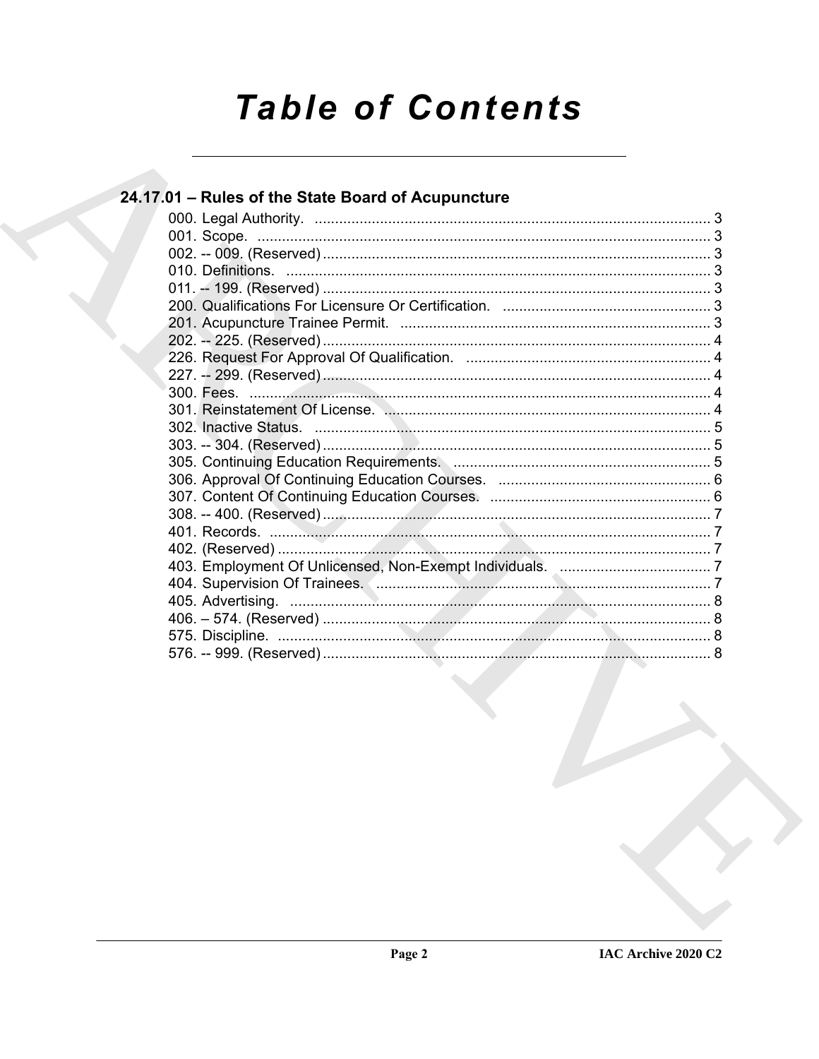# Table of Contents

## 24.17.01 – Rules of the State Board of Acupuncture

000. Legal Authority. ..... 3
001. Scope. ..... 3
002. -- 009. (Reserved) ..... 3
010. Definitions. ..... 3
011. -- 199. (Reserved) ..... 3
200. Qualifications For Licensure Or Certification. ..... 3
201. Acupuncture Trainee Permit. ..... 3
202. -- 225. (Reserved) ..... 4
226. Request For Approval Of Qualification. ..... 4
227. -- 299. (Reserved) ..... 4
300. Fees. ..... 4
301. Reinstatement Of License. ..... 4
302. Inactive Status. ..... 5
303. -- 304. (Reserved) ..... 5
305. Continuing Education Requirements. ..... 5
306. Approval Of Continuing Education Courses. ..... 6
307. Content Of Continuing Education Courses. ..... 6
308. -- 400. (Reserved) ..... 7
401. Records. ..... 7
402. (Reserved) ..... 7
403. Employment Of Unlicensed, Non-Exempt Individuals. ..... 7
404. Supervision Of Trainees. ..... 7
405. Advertising. ..... 8
406. – 574. (Reserved) ..... 8
575. Discipline. ..... 8
576. -- 999. (Reserved) ..... 8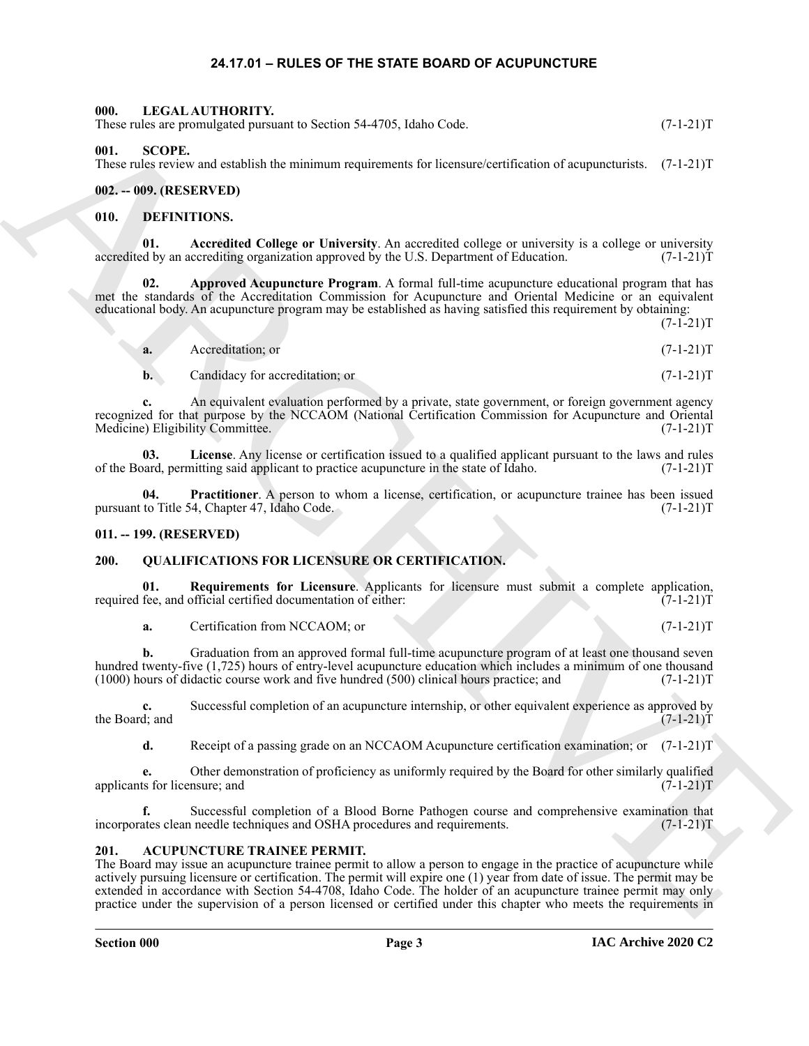# 24.17.01 – RULES OF THE STATE BOARD OF ACUPUNCTURE

**000. LEGAL AUTHORITY.**
These rules are promulgated pursuant to Section 54-4705, Idaho Code. (7-1-21)T

**001. SCOPE.**
These rules review and establish the minimum requirements for licensure/certification of acupuncturists. (7-1-21)T

**002. -- 009. (RESERVED)**

**010. DEFINITIONS.**

**01. Accredited College or University**. An accredited college or university is a college or university accredited by an accrediting organization approved by the U.S. Department of Education. (7-1-21)T

**02. Approved Acupuncture Program**. A formal full-time acupuncture educational program that has met the standards of the Accreditation Commission for Acupuncture and Oriental Medicine or an equivalent educational body. An acupuncture program may be established as having satisfied this requirement by obtaining: (7-1-21)T

**a.** Accreditation; or (7-1-21)T

**b.** Candidacy for accreditation; or (7-1-21)T

**c.** An equivalent evaluation performed by a private, state government, or foreign government agency recognized for that purpose by the NCCAOM (National Certification Commission for Acupuncture and Oriental Medicine) Eligibility Committee. (7-1-21)T

**03. License**. Any license or certification issued to a qualified applicant pursuant to the laws and rules of the Board, permitting said applicant to practice acupuncture in the state of Idaho. (7-1-21)T

**04. Practitioner**. A person to whom a license, certification, or acupuncture trainee has been issued pursuant to Title 54, Chapter 47, Idaho Code. (7-1-21)T

**011. -- 199. (RESERVED)**

**200. QUALIFICATIONS FOR LICENSURE OR CERTIFICATION.**

**01. Requirements for Licensure**. Applicants for licensure must submit a complete application, required fee, and official certified documentation of either: (7-1-21)T

**a.** Certification from NCCAOM; or (7-1-21)T

**b.** Graduation from an approved formal full-time acupuncture program of at least one thousand seven hundred twenty-five (1,725) hours of entry-level acupuncture education which includes a minimum of one thousand (1000) hours of didactic course work and five hundred (500) clinical hours practice; and (7-1-21)T

**c.** Successful completion of an acupuncture internship, or other equivalent experience as approved by the Board; and (7-1-21)T

**d.** Receipt of a passing grade on an NCCAOM Acupuncture certification examination; or (7-1-21)T

**e.** Other demonstration of proficiency as uniformly required by the Board for other similarly qualified applicants for licensure; and (7-1-21)T

**f.** Successful completion of a Blood Borne Pathogen course and comprehensive examination that incorporates clean needle techniques and OSHA procedures and requirements. (7-1-21)T

**201. ACUPUNCTURE TRAINEE PERMIT.**
The Board may issue an acupuncture trainee permit to allow a person to engage in the practice of acupuncture while actively pursuing licensure or certification. The permit will expire one (1) year from date of issue. The permit may be extended in accordance with Section 54-4708, Idaho Code. The holder of an acupuncture trainee permit may only practice under the supervision of a person licensed or certified under this chapter who meets the requirements in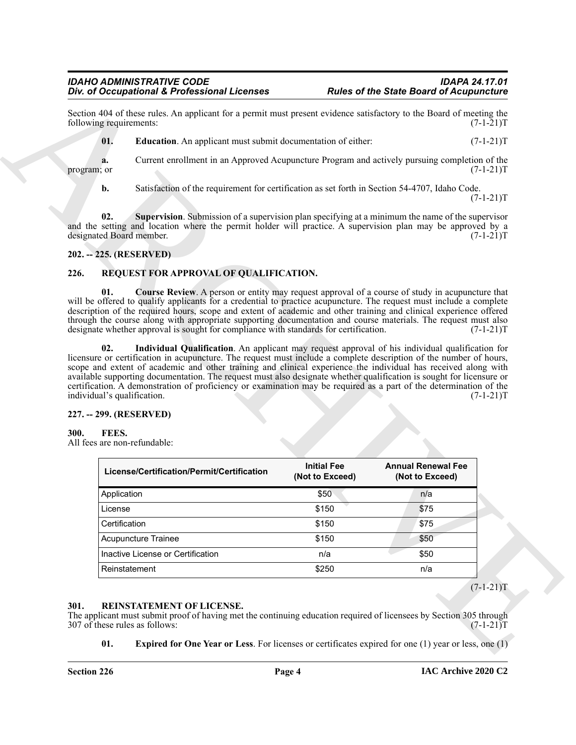Section 404 of these rules. An applicant for a permit must present evidence satisfactory to the Board of meeting the following requirements: (7-1-21)T

**01. Education**. An applicant must submit documentation of either: (7-1-21)T

**a.** Current enrollment in an Approved Acupuncture Program and actively pursuing completion of the program; or (7-1-21)T

**b.** Satisfaction of the requirement for certification as set forth in Section 54-4707, Idaho Code. (7-1-21)T

**02. Supervision**. Submission of a supervision plan specifying at a minimum the name of the supervisor and the setting and location where the permit holder will practice. A supervision plan may be approved by a designated Board member. (7-1-21)T

## 202. -- 225. (RESERVED)

## 226. REQUEST FOR APPROVAL OF QUALIFICATION.

**01. Course Review**. A person or entity may request approval of a course of study in acupuncture that will be offered to qualify applicants for a credential to practice acupuncture. The request must include a complete description of the required hours, scope and extent of academic and other training and clinical experience offered through the course along with appropriate supporting documentation and course materials. The request must also designate whether approval is sought for compliance with standards for certification. (7-1-21)T

**02. Individual Qualification**. An applicant may request approval of his individual qualification for licensure or certification in acupuncture. The request must include a complete description of the number of hours, scope and extent of academic and other training and clinical experience the individual has received along with available supporting documentation. The request must also designate whether qualification is sought for licensure or certification. A demonstration of proficiency or examination may be required as a part of the determination of the individual's qualification. (7-1-21)T

## 227. -- 299. (RESERVED)

## 300. FEES.

All fees are non-refundable:

| License/Certification/Permit/Certification | Initial Fee (Not to Exceed) | Annual Renewal Fee (Not to Exceed) |
|---|---|---|
| Application | $50 | n/a |
| License | $150 | $75 |
| Certification | $150 | $75 |
| Acupuncture Trainee | $150 | $50 |
| Inactive License or Certification | n/a | $50 |
| Reinstatement | $250 | n/a |

(7-1-21)T

## 301. REINSTATEMENT OF LICENSE.

The applicant must submit proof of having met the continuing education required of licensees by Section 305 through 307 of these rules as follows: (7-1-21)T

**01. Expired for One Year or Less**. For licenses or certificates expired for one (1) year or less, one (1)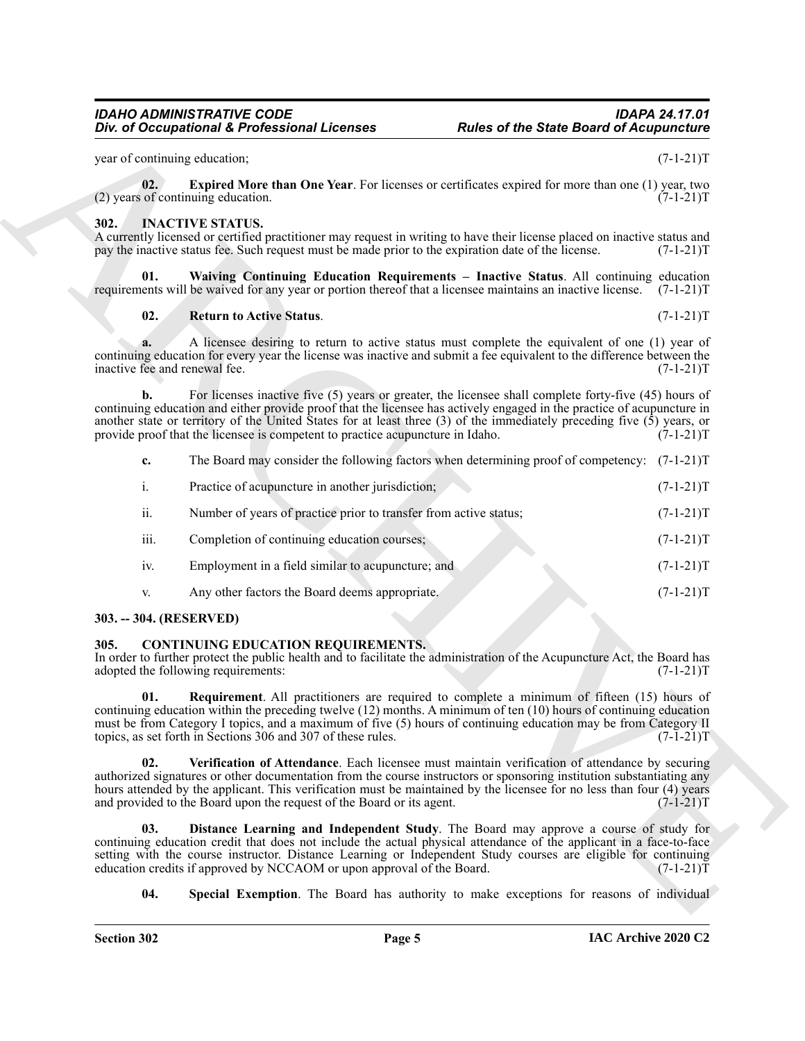year of continuing education; (7-1-21)T

**02. Expired More than One Year**. For licenses or certificates expired for more than one (1) year, two (2) years of continuing education. (7-1-21)T

## 302. INACTIVE STATUS.

A currently licensed or certified practitioner may request in writing to have their license placed on inactive status and pay the inactive status fee. Such request must be made prior to the expiration date of the license. (7-1-21)T

**01. Waiving Continuing Education Requirements – Inactive Status**. All continuing education requirements will be waived for any year or portion thereof that a licensee maintains an inactive license. (7-1-21)T

**02. Return to Active Status**. (7-1-21)T

**a.** A licensee desiring to return to active status must complete the equivalent of one (1) year of continuing education for every year the license was inactive and submit a fee equivalent to the difference between the inactive fee and renewal fee. (7-1-21)T

**b.** For licenses inactive five (5) years or greater, the licensee shall complete forty-five (45) hours of continuing education and either provide proof that the licensee has actively engaged in the practice of acupuncture in another state or territory of the United States for at least three (3) of the immediately preceding five (5) years, or provide proof that the licensee is competent to practice acupuncture in Idaho. (7-1-21)T

**c.** The Board may consider the following factors when determining proof of competency: (7-1-21)T

i. Practice of acupuncture in another jurisdiction; (7-1-21)T

ii. Number of years of practice prior to transfer from active status; (7-1-21)T

iii. Completion of continuing education courses; (7-1-21)T

iv. Employment in a field similar to acupuncture; and (7-1-21)T

v. Any other factors the Board deems appropriate. (7-1-21)T

## 303. -- 304. (RESERVED)

## 305. CONTINUING EDUCATION REQUIREMENTS.

In order to further protect the public health and to facilitate the administration of the Acupuncture Act, the Board has adopted the following requirements: (7-1-21)T

**01. Requirement**. All practitioners are required to complete a minimum of fifteen (15) hours of continuing education within the preceding twelve (12) months. A minimum of ten (10) hours of continuing education must be from Category I topics, and a maximum of five (5) hours of continuing education may be from Category II topics, as set forth in Sections 306 and 307 of these rules. (7-1-21)T

**02. Verification of Attendance**. Each licensee must maintain verification of attendance by securing authorized signatures or other documentation from the course instructors or sponsoring institution substantiating any hours attended by the applicant. This verification must be maintained by the licensee for no less than four (4) years and provided to the Board upon the request of the Board or its agent. (7-1-21)T

**03. Distance Learning and Independent Study**. The Board may approve a course of study for continuing education credit that does not include the actual physical attendance of the applicant in a face-to-face setting with the course instructor. Distance Learning or Independent Study courses are eligible for continuing education credits if approved by NCCAOM or upon approval of the Board. (7-1-21)T

**04. Special Exemption**. The Board has authority to make exceptions for reasons of individual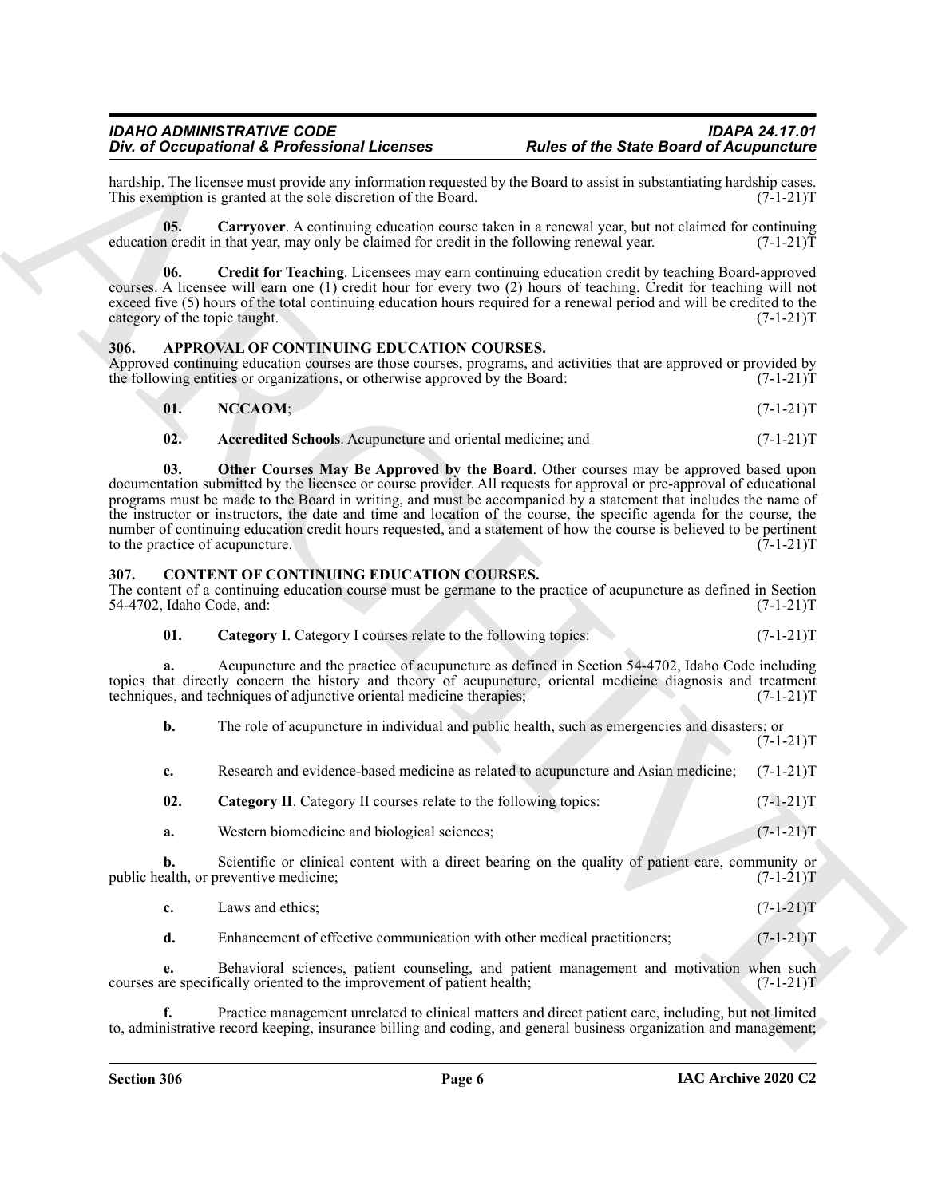hardship. The licensee must provide any information requested by the Board to assist in substantiating hardship cases. This exemption is granted at the sole discretion of the Board. (7-1-21)T

**05. Carryover**. A continuing education course taken in a renewal year, but not claimed for continuing education credit in that year, may only be claimed for credit in the following renewal year. (7-1-21)T

**06. Credit for Teaching**. Licensees may earn continuing education credit by teaching Board-approved courses. A licensee will earn one (1) credit hour for every two (2) hours of teaching. Credit for teaching will not exceed five (5) hours of the total continuing education hours required for a renewal period and will be credited to the category of the topic taught. (7-1-21)T

## 306. APPROVAL OF CONTINUING EDUCATION COURSES.

Approved continuing education courses are those courses, programs, and activities that are approved or provided by the following entities or organizations, or otherwise approved by the Board: (7-1-21)T

**01. NCCAOM**; (7-1-21)T

**02. Accredited Schools**. Acupuncture and oriental medicine; and (7-1-21)T

**03. Other Courses May Be Approved by the Board**. Other courses may be approved based upon documentation submitted by the licensee or course provider. All requests for approval or pre-approval of educational programs must be made to the Board in writing, and must be accompanied by a statement that includes the name of the instructor or instructors, the date and time and location of the course, the specific agenda for the course, the number of continuing education credit hours requested, and a statement of how the course is believed to be pertinent to the practice of acupuncture. (7-1-21)T

## 307. CONTENT OF CONTINUING EDUCATION COURSES.

The content of a continuing education course must be germane to the practice of acupuncture as defined in Section 54-4702, Idaho Code, and: (7-1-21)T

**01. Category I**. Category I courses relate to the following topics: (7-1-21)T

**a.** Acupuncture and the practice of acupuncture as defined in Section 54-4702, Idaho Code including topics that directly concern the history and theory of acupuncture, oriental medicine diagnosis and treatment techniques, and techniques of adjunctive oriental medicine therapies; (7-1-21)T

**b.** The role of acupuncture in individual and public health, such as emergencies and disasters; or (7-1-21)T

**c.** Research and evidence-based medicine as related to acupuncture and Asian medicine; (7-1-21)T

**02. Category II**. Category II courses relate to the following topics: (7-1-21)T

**a.** Western biomedicine and biological sciences; (7-1-21)T

**b.** Scientific or clinical content with a direct bearing on the quality of patient care, community or public health, or preventive medicine; (7-1-21)T

**c.** Laws and ethics; (7-1-21)T

**d.** Enhancement of effective communication with other medical practitioners; (7-1-21)T

**e.** Behavioral sciences, patient counseling, and patient management and motivation when such courses are specifically oriented to the improvement of patient health; (7-1-21)T

**f.** Practice management unrelated to clinical matters and direct patient care, including, but not limited to, administrative record keeping, insurance billing and coding, and general business organization and management;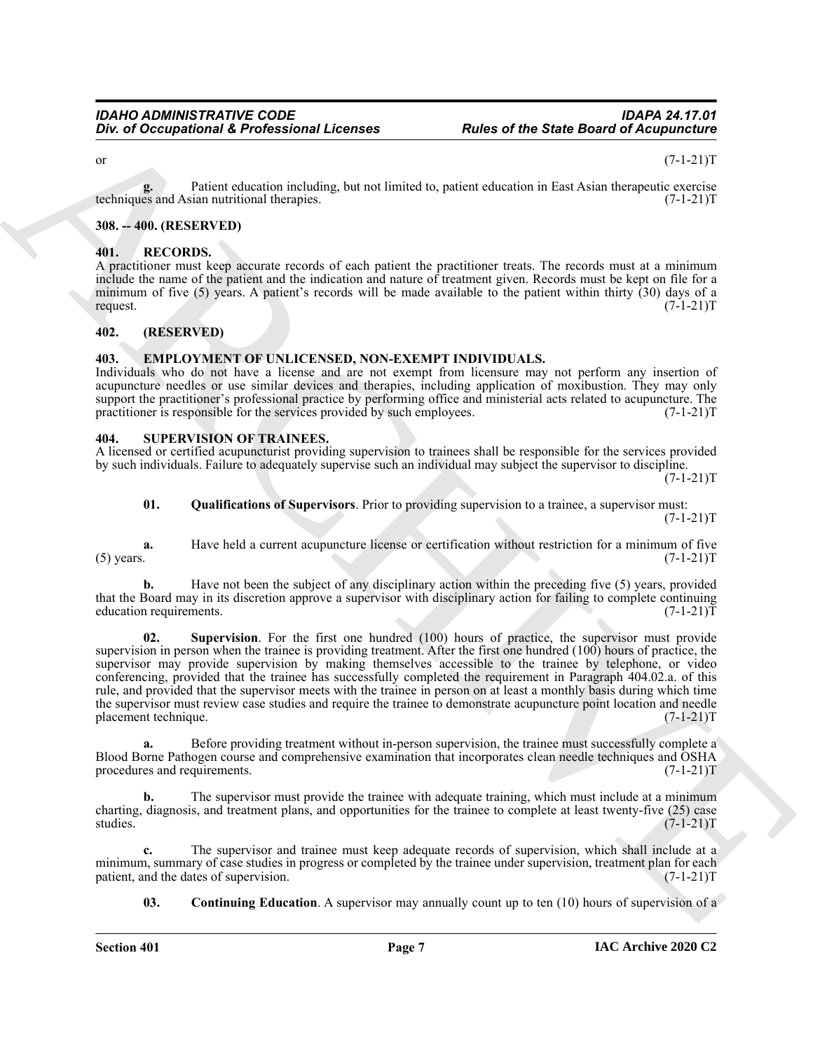or (7-1-21)T

**g.** Patient education including, but not limited to, patient education in East Asian therapeutic exercise techniques and Asian nutritional therapies. (7-1-21)T

## 308. -- 400. (RESERVED)

## 401. RECORDS.

A practitioner must keep accurate records of each patient the practitioner treats. The records must at a minimum include the name of the patient and the indication and nature of treatment given. Records must be kept on file for a minimum of five (5) years. A patient's records will be made available to the patient within thirty (30) days of a request. (7-1-21)T

## 402. (RESERVED)

## 403. EMPLOYMENT OF UNLICENSED, NON-EXEMPT INDIVIDUALS.

Individuals who do not have a license and are not exempt from licensure may not perform any insertion of acupuncture needles or use similar devices and therapies, including application of moxibustion. They may only support the practitioner's professional practice by performing office and ministerial acts related to acupuncture. The practitioner is responsible for the services provided by such employees. (7-1-21)T

## 404. SUPERVISION OF TRAINEES.

A licensed or certified acupuncturist providing supervision to trainees shall be responsible for the services provided by such individuals. Failure to adequately supervise such an individual may subject the supervisor to discipline. (7-1-21)T

**01. Qualifications of Supervisors**. Prior to providing supervision to a trainee, a supervisor must: (7-1-21)T

**a.** Have held a current acupuncture license or certification without restriction for a minimum of five (5) years. (7-1-21)T

**b.** Have not been the subject of any disciplinary action within the preceding five (5) years, provided that the Board may in its discretion approve a supervisor with disciplinary action for failing to complete continuing education requirements. (7-1-21)T

**02. Supervision**. For the first one hundred (100) hours of practice, the supervisor must provide supervision in person when the trainee is providing treatment. After the first one hundred (100) hours of practice, the supervisor may provide supervision by making themselves accessible to the trainee by telephone, or video conferencing, provided that the trainee has successfully completed the requirement in Paragraph 404.02.a. of this rule, and provided that the supervisor meets with the trainee in person on at least a monthly basis during which time the supervisor must review case studies and require the trainee to demonstrate acupuncture point location and needle placement technique. (7-1-21)T

**a.** Before providing treatment without in-person supervision, the trainee must successfully complete a Blood Borne Pathogen course and comprehensive examination that incorporates clean needle techniques and OSHA procedures and requirements. (7-1-21)T

**b.** The supervisor must provide the trainee with adequate training, which must include at a minimum charting, diagnosis, and treatment plans, and opportunities for the trainee to complete at least twenty-five (25) case studies. (7-1-21)T

**c.** The supervisor and trainee must keep adequate records of supervision, which shall include at a minimum, summary of case studies in progress or completed by the trainee under supervision, treatment plan for each patient, and the dates of supervision. (7-1-21)T

**03. Continuing Education**. A supervisor may annually count up to ten (10) hours of supervision of a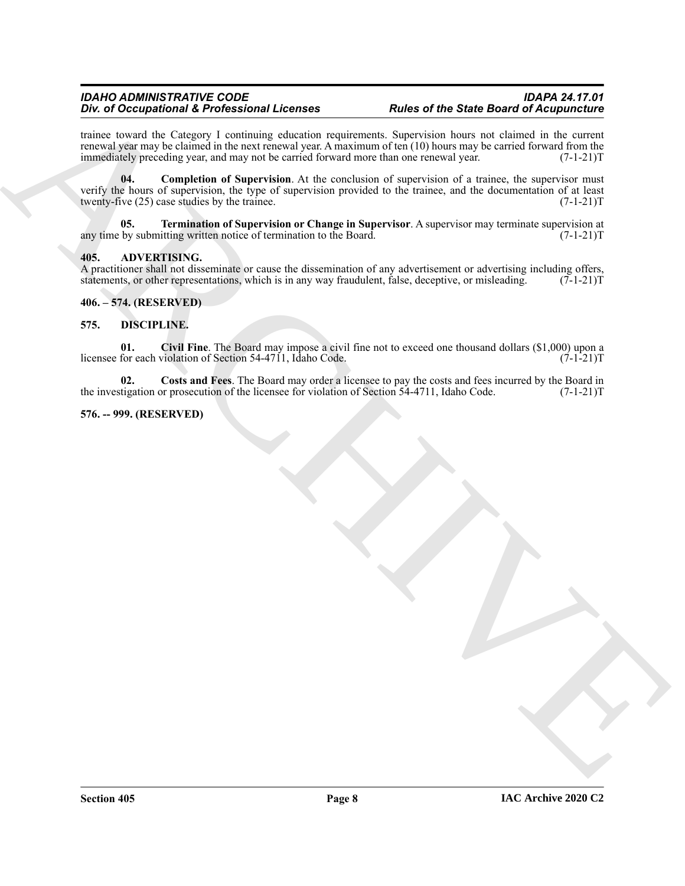trainee toward the Category I continuing education requirements. Supervision hours not claimed in the current renewal year may be claimed in the next renewal year. A maximum of ten (10) hours may be carried forward from the immediately preceding year, and may not be carried forward more than one renewal year. (7-1-21)T

**04. Completion of Supervision**. At the conclusion of supervision of a trainee, the supervisor must verify the hours of supervision, the type of supervision provided to the trainee, and the documentation of at least twenty-five (25) case studies by the trainee. (7-1-21)T

**05. Termination of Supervision or Change in Supervisor**. A supervisor may terminate supervision at any time by submitting written notice of termination to the Board. (7-1-21)T

**405. ADVERTISING.**

A practitioner shall not disseminate or cause the dissemination of any advertisement or advertising including offers, statements, or other representations, which is in any way fraudulent, false, deceptive, or misleading. (7-1-21)T

**406. – 574. (RESERVED)**

**575. DISCIPLINE.**

**01. Civil Fine**. The Board may impose a civil fine not to exceed one thousand dollars ($1,000) upon a licensee for each violation of Section 54-4711, Idaho Code. (7-1-21)T

**02. Costs and Fees**. The Board may order a licensee to pay the costs and fees incurred by the Board in the investigation or prosecution of the licensee for violation of Section 54-4711, Idaho Code. (7-1-21)T

**576. -- 999. (RESERVED)**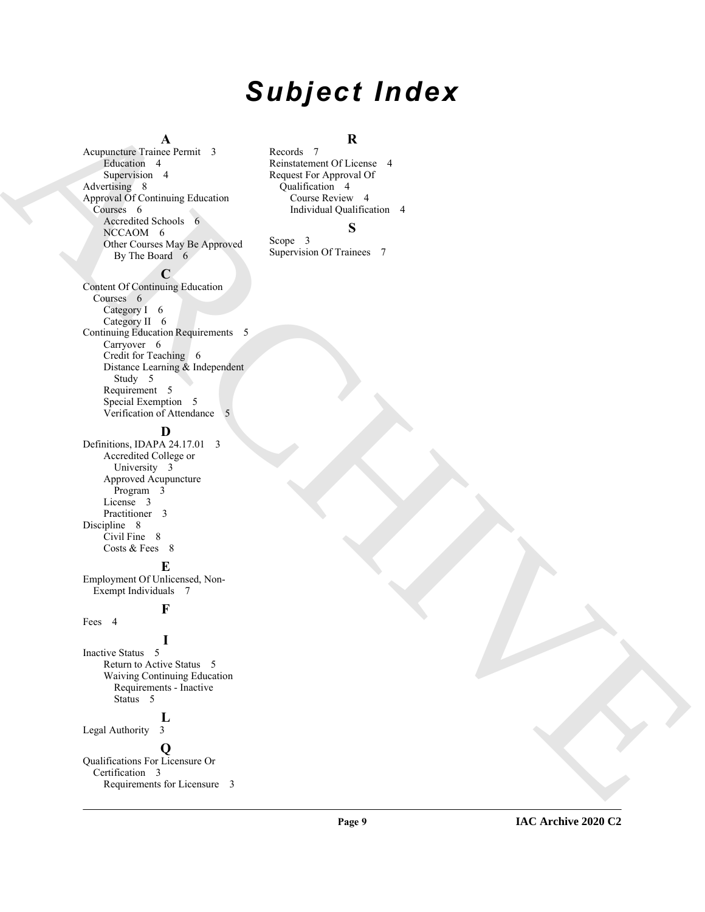# Subject Index

**A**

Acupuncture Trainee Permit 3
- Education 4
- Supervision 4

Advertising 8

Approval Of Continuing Education Courses 6
- Accredited Schools 6
- NCCAOM 6
- Other Courses May Be Approved By The Board 6

**C**

Content Of Continuing Education Courses 6
- Category I 6
- Category II 6

Continuing Education Requirements 5
- Carryover 6
- Credit for Teaching 6
- Distance Learning & Independent Study 5
- Requirement 5
- Special Exemption 5
- Verification of Attendance 5

**D**

Definitions, IDAPA 24.17.01 3
- Accredited College or University 3
- Approved Acupuncture Program 3
- License 3
- Practitioner 3

Discipline 8
- Civil Fine 8
- Costs & Fees 8

**E**

Employment Of Unlicensed, Non-Exempt Individuals 7

**F**

Fees 4

**I**

Inactive Status 5
- Return to Active Status 5
- Waiving Continuing Education Requirements - Inactive Status 5

**L**

Legal Authority 3

**Q**

Qualifications For Licensure Or Certification 3
- Requirements for Licensure 3

**R**

Records 7

Reinstatement Of License 4

Request For Approval Of Qualification 4
- Course Review 4
- Individual Qualification 4

**S**

Scope 3

Supervision Of Trainees 7